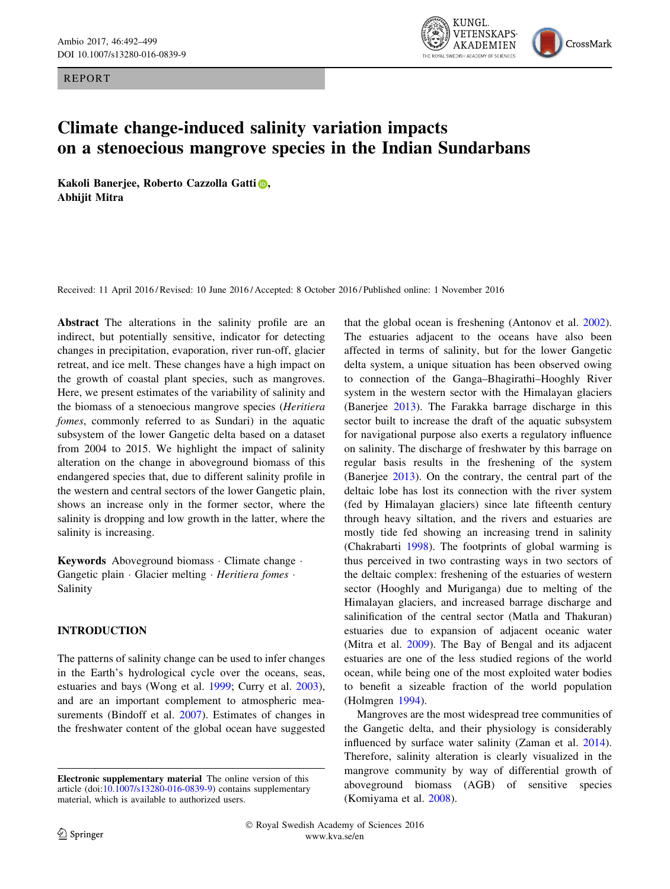REPORT

# Climate change-induced salinity variation impacts on a stenoecious mangrove species in the Indian Sundarbans

**Kakoli Banerjee, Roberto Cazzolla Gatti, Abhijit Mitra**

Received: 11 April 2016 / Revised: 10 June 2016 / Accepted: 8 October 2016 / Published online: 1 November 2016

**Abstract** The alterations in the salinity profile are an indirect, but potentially sensitive, indicator for detecting changes in precipitation, evaporation, river run-off, glacier retreat, and ice melt. These changes have a high impact on the growth of coastal plant species, such as mangroves. Here, we present estimates of the variability of salinity and the biomass of a stenoecious mangrove species (*Heritiera fomes*, commonly referred to as Sundari) in the aquatic subsystem of the lower Gangetic delta based on a dataset from 2004 to 2015. We highlight the impact of salinity alteration on the change in aboveground biomass of this endangered species that, due to different salinity profile in the western and central sectors of the lower Gangetic plain, shows an increase only in the former sector, where the salinity is dropping and low growth in the latter, where the salinity is increasing.

**Keywords** Aboveground biomass · Climate change · Gangetic plain · Glacier melting · *Heritiera fomes* · Salinity

## INTRODUCTION

The patterns of salinity change can be used to infer changes in the Earth's hydrological cycle over the oceans, seas, estuaries and bays (Wong et al. 1999; Curry et al. 2003), and are an important complement to atmospheric measurements (Bindoff et al. 2007). Estimates of changes in the freshwater content of the global ocean have suggested that the global ocean is freshening (Antonov et al. 2002). The estuaries adjacent to the oceans have also been affected in terms of salinity, but for the lower Gangetic delta system, a unique situation has been observed owing to connection of the Ganga–Bhagirathi–Hooghly River system in the western sector with the Himalayan glaciers (Banerjee 2013). The Farakka barrage discharge in this sector built to increase the draft of the aquatic subsystem for navigational purpose also exerts a regulatory influence on salinity. The discharge of freshwater by this barrage on regular basis results in the freshening of the system (Banerjee 2013). On the contrary, the central part of the deltaic lobe has lost its connection with the river system (fed by Himalayan glaciers) since late fifteenth century through heavy siltation, and the rivers and estuaries are mostly tide fed showing an increasing trend in salinity (Chakrabarti 1998). The footprints of global warming is thus perceived in two contrasting ways in two sectors of the deltaic complex: freshening of the estuaries of western sector (Hooghly and Muriganga) due to melting of the Himalayan glaciers, and increased barrage discharge and salinification of the central sector (Matla and Thakuran) estuaries due to expansion of adjacent oceanic water (Mitra et al. 2009). The Bay of Bengal and its adjacent estuaries are one of the less studied regions of the world ocean, while being one of the most exploited water bodies to benefit a sizeable fraction of the world population (Holmgren 1994).

Mangroves are the most widespread tree communities of the Gangetic delta, and their physiology is considerably influenced by surface water salinity (Zaman et al. 2014). Therefore, salinity alteration is clearly visualized in the mangrove community by way of differential growth of aboveground biomass (AGB) of sensitive species (Komiyama et al. 2008).

**Electronic supplementary material** The online version of this article (doi:10.1007/s13280-016-0839-9) contains supplementary material, which is available to authorized users.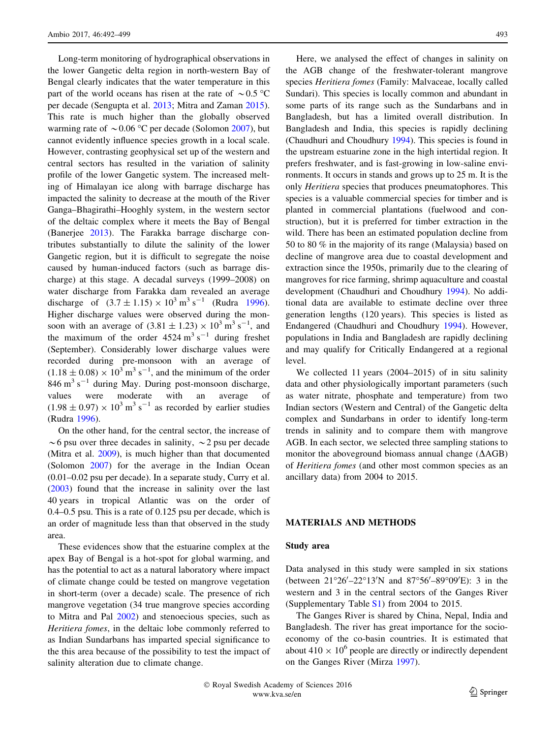Long-term monitoring of hydrographical observations in the lower Gangetic delta region in north-western Bay of Bengal clearly indicates that the water temperature in this part of the world oceans has risen at the rate of $\sim$0.5 °C per decade (Sengupta et al. 2013; Mitra and Zaman 2015). This rate is much higher than the globally observed warming rate of $\sim$0.06 °C per decade (Solomon 2007), but cannot evidently influence species growth in a local scale. However, contrasting geophysical set up of the western and central sectors has resulted in the variation of salinity profile of the lower Gangetic system. The increased melting of Himalayan ice along with barrage discharge has impacted the salinity to decrease at the mouth of the River Ganga–Bhagirathi–Hooghly system, in the western sector of the deltaic complex where it meets the Bay of Bengal (Banerjee 2013). The Farakka barrage discharge contributes substantially to dilute the salinity of the lower Gangetic region, but it is difficult to segregate the noise caused by human-induced factors (such as barrage discharge) at this stage. A decadal surveys (1999–2008) on water discharge from Farakka dam revealed an average discharge of $(3.7 \pm 1.15) \times 10^3$ $m^3$ $s^{-1}$ (Rudra 1996). Higher discharge values were observed during the monsoon with an average of $(3.81 \pm 1.23) \times 10^3$ $m^3$ $s^{-1}$, and the maximum of the order 4524 $m^3$ $s^{-1}$ during freshet (September). Considerably lower discharge values were recorded during pre-monsoon with an average of $(1.18 \pm 0.08) \times 10^3$ $m^3$ $s^{-1}$, and the minimum of the order 846 $m^3$ $s^{-1}$ during May. During post-monsoon discharge, values were moderate with an average of $(1.98 \pm 0.97) \times 10^3$ $m^3$ $s^{-1}$ as recorded by earlier studies (Rudra 1996).

On the other hand, for the central sector, the increase of $\sim$6 psu over three decades in salinity, $\sim$2 psu per decade (Mitra et al. 2009), is much higher than that documented (Solomon 2007) for the average in the Indian Ocean (0.01–0.02 psu per decade). In a separate study, Curry et al. (2003) found that the increase in salinity over the last 40 years in tropical Atlantic was on the order of 0.4–0.5 psu. This is a rate of 0.125 psu per decade, which is an order of magnitude less than that observed in the study area.

These evidences show that the estuarine complex at the apex Bay of Bengal is a hot-spot for global warming, and has the potential to act as a natural laboratory where impact of climate change could be tested on mangrove vegetation in short-term (over a decade) scale. The presence of rich mangrove vegetation (34 true mangrove species according to Mitra and Pal 2002) and stenoecious species, such as *Heritiera fomes*, in the deltaic lobe commonly referred to as Indian Sundarbans has imparted special significance to the this area because of the possibility to test the impact of salinity alteration due to climate change.

Here, we analysed the effect of changes in salinity on the AGB change of the freshwater-tolerant mangrove species *Heritiera fomes* (Family: Malvaceae, locally called Sundari). This species is locally common and abundant in some parts of its range such as the Sundarbans and in Bangladesh, but has a limited overall distribution. In Bangladesh and India, this species is rapidly declining (Chaudhuri and Choudhury 1994). This species is found in the upstream estuarine zone in the high intertidal region. It prefers freshwater, and is fast-growing in low-saline environments. It occurs in stands and grows up to 25 m. It is the only *Heritiera* species that produces pneumatophores. This species is a valuable commercial species for timber and is planted in commercial plantations (fuelwood and construction), but it is preferred for timber extraction in the wild. There has been an estimated population decline from 50 to 80 % in the majority of its range (Malaysia) based on decline of mangrove area due to coastal development and extraction since the 1950s, primarily due to the clearing of mangroves for rice farming, shrimp aquaculture and coastal development (Chaudhuri and Choudhury 1994). No additional data are available to estimate decline over three generation lengths (120 years). This species is listed as Endangered (Chaudhuri and Choudhury 1994). However, populations in India and Bangladesh are rapidly declining and may qualify for Critically Endangered at a regional level.

We collected 11 years (2004–2015) of in situ salinity data and other physiologically important parameters (such as water nitrate, phosphate and temperature) from two Indian sectors (Western and Central) of the Gangetic delta complex and Sundarbans in order to identify long-term trends in salinity and to compare them with mangrove AGB. In each sector, we selected three sampling stations to monitor the aboveground biomass annual change ($\Delta$AGB) of *Heritiera fomes* (and other most common species as an ancillary data) from 2004 to 2015.

## MATERIALS AND METHODS

### Study area

Data analysed in this study were sampled in six stations (between 21°26′–22°13′N and 87°56′–89°09′E): 3 in the western and 3 in the central sectors of the Ganges River (Supplementary Table S1) from 2004 to 2015.

The Ganges River is shared by China, Nepal, India and Bangladesh. The river has great importance for the socio-economy of the co-basin countries. It is estimated that about $410 \times 10^6$ people are directly or indirectly dependent on the Ganges River (Mirza 1997).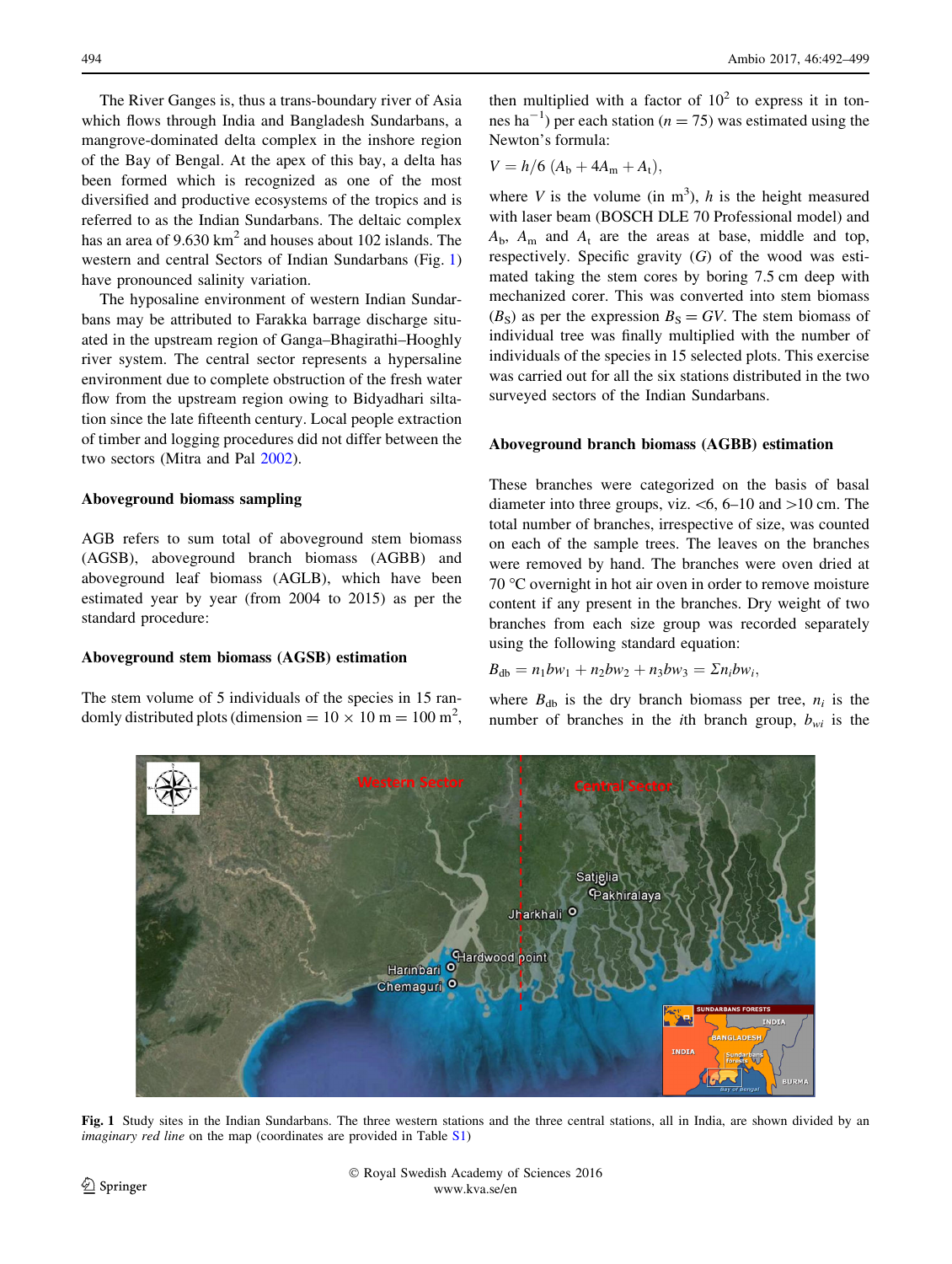The River Ganges is, thus a trans-boundary river of Asia which flows through India and Bangladesh Sundarbans, a mangrove-dominated delta complex in the inshore region of the Bay of Bengal. At the apex of this bay, a delta has been formed which is recognized as one of the most diversified and productive ecosystems of the tropics and is referred to as the Indian Sundarbans. The deltaic complex has an area of 9.630 km$^2$ and houses about 102 islands. The western and central Sectors of Indian Sundarbans (Fig. 1) have pronounced salinity variation.

The hyposaline environment of western Indian Sundarbans may be attributed to Farakka barrage discharge situated in the upstream region of Ganga–Bhagirathi–Hooghly river system. The central sector represents a hypersaline environment due to complete obstruction of the fresh water flow from the upstream region owing to Bidyadhari siltation since the late fifteenth century. Local people extraction of timber and logging procedures did not differ between the two sectors (Mitra and Pal 2002).

### Aboveground biomass sampling

AGB refers to sum total of aboveground stem biomass (AGSB), aboveground branch biomass (AGBB) and aboveground leaf biomass (AGLB), which have been estimated year by year (from 2004 to 2015) as per the standard procedure:

### Aboveground stem biomass (AGSB) estimation

The stem volume of 5 individuals of the species in 15 randomly distributed plots (dimension = 10 × 10 m = 100 m$^2$, then multiplied with a factor of 10$^2$ to express it in tonnes ha$^{-1}$) per each station ($n = 75$) was estimated using the Newton's formula:

$$V = h/6\ (A_b + 4A_m + A_t),$$

where $V$ is the volume (in m$^3$), $h$ is the height measured with laser beam (BOSCH DLE 70 Professional model) and $A_b$, $A_m$ and $A_t$ are the areas at base, middle and top, respectively. Specific gravity ($G$) of the wood was estimated taking the stem cores by boring 7.5 cm deep with mechanized corer. This was converted into stem biomass ($B_S$) as per the expression $B_S = GV$. The stem biomass of individual tree was finally multiplied with the number of individuals of the species in 15 selected plots. This exercise was carried out for all the six stations distributed in the two surveyed sectors of the Indian Sundarbans.

### Aboveground branch biomass (AGBB) estimation

These branches were categorized on the basis of basal diameter into three groups, viz. <6, 6–10 and >10 cm. The total number of branches, irrespective of size, was counted on each of the sample trees. The leaves on the branches were removed by hand. The branches were oven dried at 70 °C overnight in hot air oven in order to remove moisture content if any present in the branches. Dry weight of two branches from each size group was recorded separately using the following standard equation:

$$B_{db} = n_1 bw_1 + n_2 bw_2 + n_3 bw_3 = \Sigma n_i bw_i,$$

where $B_{db}$ is the dry branch biomass per tree, $n_i$ is the number of branches in the $i$th branch group, $b_{wi}$ is the

**Fig. 1** Study sites in the Indian Sundarbans. The three western stations and the three central stations, all in India, are shown divided by an *imaginary red line* on the map (coordinates are provided in Table S1)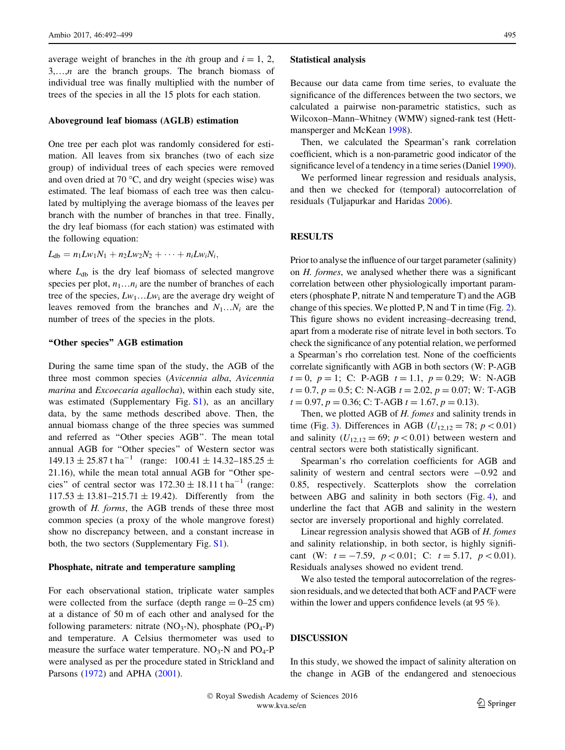average weight of branches in the $i$th group and $i = 1, 2, 3,\ldots,n$ are the branch groups. The branch biomass of individual tree was finally multiplied with the number of trees of the species in all the 15 plots for each station.

### Aboveground leaf biomass (AGLB) estimation

One tree per each plot was randomly considered for estimation. All leaves from six branches (two of each size group) of individual trees of each species were removed and oven dried at 70 °C, and dry weight (species wise) was estimated. The leaf biomass of each tree was then calculated by multiplying the average biomass of the leaves per branch with the number of branches in that tree. Finally, the dry leaf biomass (for each station) was estimated with the following equation:

$$L_{db} = n_1 Lw_1 N_1 + n_2 Lw_2 N_2 + \cdots + n_i Lw_i N_i,$$

where $L_{db}$ is the dry leaf biomass of selected mangrove species per plot, $n_1 \ldots n_i$ are the number of branches of each tree of the species, $Lw_1 \ldots Lw_i$ are the average dry weight of leaves removed from the branches and $N_1 \ldots N_i$ are the number of trees of the species in the plots.

### "Other species" AGB estimation

During the same time span of the study, the AGB of the three most common species (*Avicennia alba*, *Avicennia marina* and *Excoecaria agallocha*), within each study site, was estimated (Supplementary Fig. S1), as an ancillary data, by the same methods described above. Then, the annual biomass change of the three species was summed and referred as "Other species AGB". The mean total annual AGB for "Other species" of Western sector was $149.13 \pm 25.87$ t ha$^{-1}$ (range: $100.41 \pm 14.32$–$185.25 \pm 21.16$), while the mean total annual AGB for "Other species" of central sector was $172.30 \pm 18.11$ t ha$^{-1}$ (range: $117.53 \pm 13.81$–$215.71 \pm 19.42$). Differently from the growth of *H. forms*, the AGB trends of these three most common species (a proxy of the whole mangrove forest) show no discrepancy between, and a constant increase in both, the two sectors (Supplementary Fig. S1).

### Phosphate, nitrate and temperature sampling

For each observational station, triplicate water samples were collected from the surface (depth range = 0–25 cm) at a distance of 50 m of each other and analysed for the following parameters: nitrate ($NO_3$-N), phosphate ($PO_4$-P) and temperature. A Celsius thermometer was used to measure the surface water temperature. $NO_3$-N and $PO_4$-P were analysed as per the procedure stated in Strickland and Parsons (1972) and APHA (2001).

### Statistical analysis

Because our data came from time series, to evaluate the significance of the differences between the two sectors, we calculated a pairwise non-parametric statistics, such as Wilcoxon–Mann–Whitney (WMW) signed-rank test (Hettmansperger and McKean 1998).

Then, we calculated the Spearman's rank correlation coefficient, which is a non-parametric good indicator of the significance level of a tendency in a time series (Daniel 1990).

We performed linear regression and residuals analysis, and then we checked for (temporal) autocorrelation of residuals (Tuljapurkar and Haridas 2006).

## RESULTS

Prior to analyse the influence of our target parameter (salinity) on *H. formes*, we analysed whether there was a significant correlation between other physiologically important parameters (phosphate P, nitrate N and temperature T) and the AGB change of this species. We plotted P, N and T in time (Fig. 2). This figure shows no evident increasing–decreasing trend, apart from a moderate rise of nitrate level in both sectors. To check the significance of any potential relation, we performed a Spearman's rho correlation test. None of the coefficients correlate significantly with AGB in both sectors (W: P-AGB $t = 0$, $p = 1$; C: P-AGB $t = 1.1$, $p = 0.29$; W: N-AGB $t = 0.7$, $p = 0.5$; C: N-AGB $t = 2.02$, $p = 0.07$; W: T-AGB $t = 0.97$, $p = 0.36$; C: T-AGB $t = 1.67$, $p = 0.13$).

Then, we plotted AGB of *H. fomes* and salinity trends in time (Fig. 3). Differences in AGB ($U_{12,12} = 78$; $p < 0.01$) and salinity ($U_{12,12} = 69$; $p < 0.01$) between western and central sectors were both statistically significant.

Spearman's rho correlation coefficients for AGB and salinity of western and central sectors were $-0.92$ and $0.85$, respectively. Scatterplots show the correlation between ABG and salinity in both sectors (Fig. 4), and underline the fact that AGB and salinity in the western sector are inversely proportional and highly correlated.

Linear regression analysis showed that AGB of *H. fomes* and salinity relationship, in both sector, is highly significant (W: $t = -7.59$, $p < 0.01$; C: $t = 5.17$, $p < 0.01$). Residuals analyses showed no evident trend.

We also tested the temporal autocorrelation of the regression residuals, and we detected that both ACF and PACF were within the lower and uppers confidence levels (at 95 %).

## DISCUSSION

In this study, we showed the impact of salinity alteration on the change in AGB of the endangered and stenoecious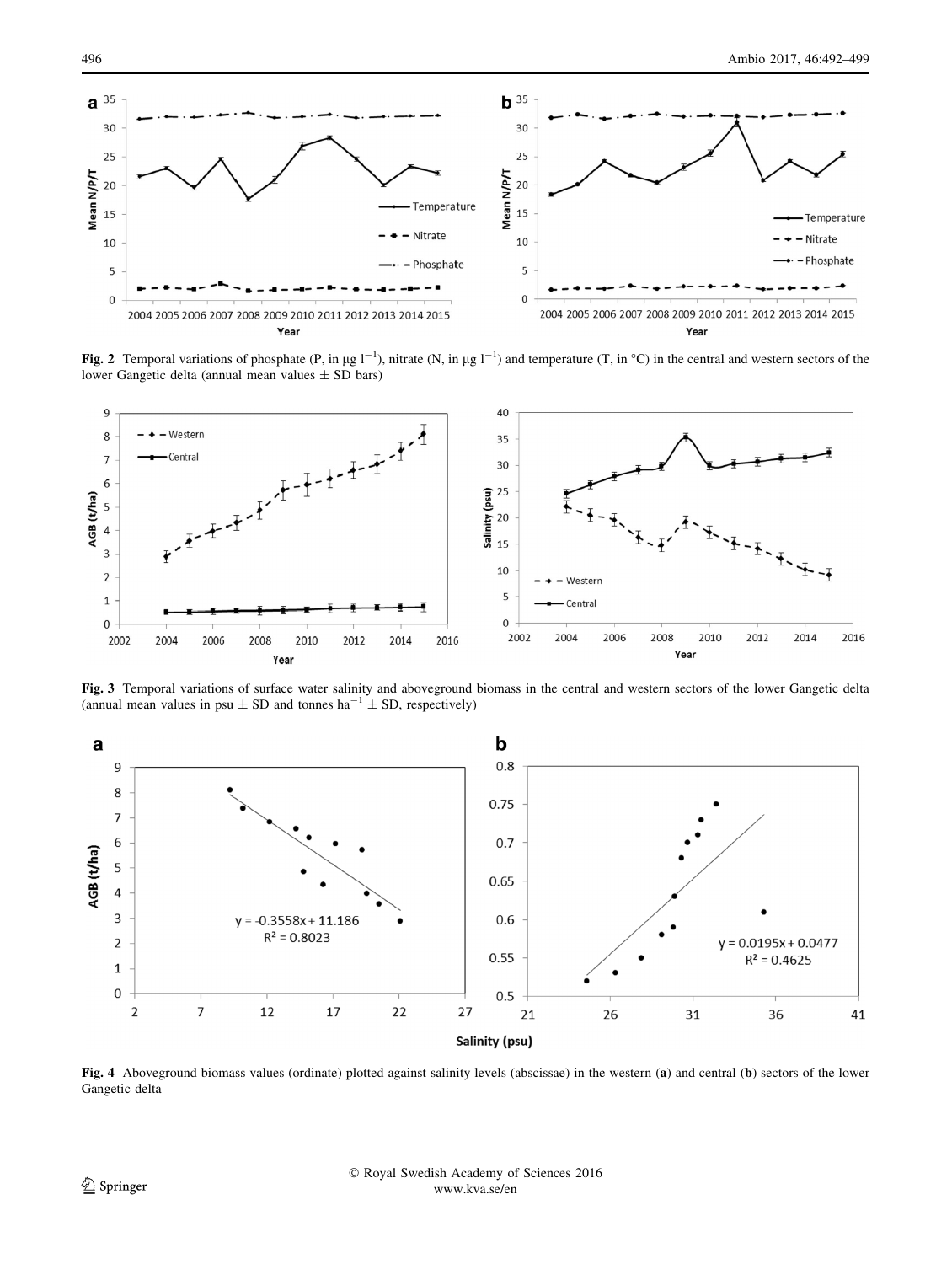**Fig. 2** Temporal variations of phosphate (P, in μg $l^{-1}$), nitrate (N, in μg $l^{-1}$) and temperature (T, in °C) in the central and western sectors of the lower Gangetic delta (annual mean values ± SD bars)

**Fig. 3** Temporal variations of surface water salinity and aboveground biomass in the central and western sectors of the lower Gangetic delta (annual mean values in psu ± SD and tonnes $ha^{-1}$ ± SD, respectively)

**Fig. 4** Aboveground biomass values (ordinate) plotted against salinity levels (abscissae) in the western (**a**) and central (**b**) sectors of the lower Gangetic delta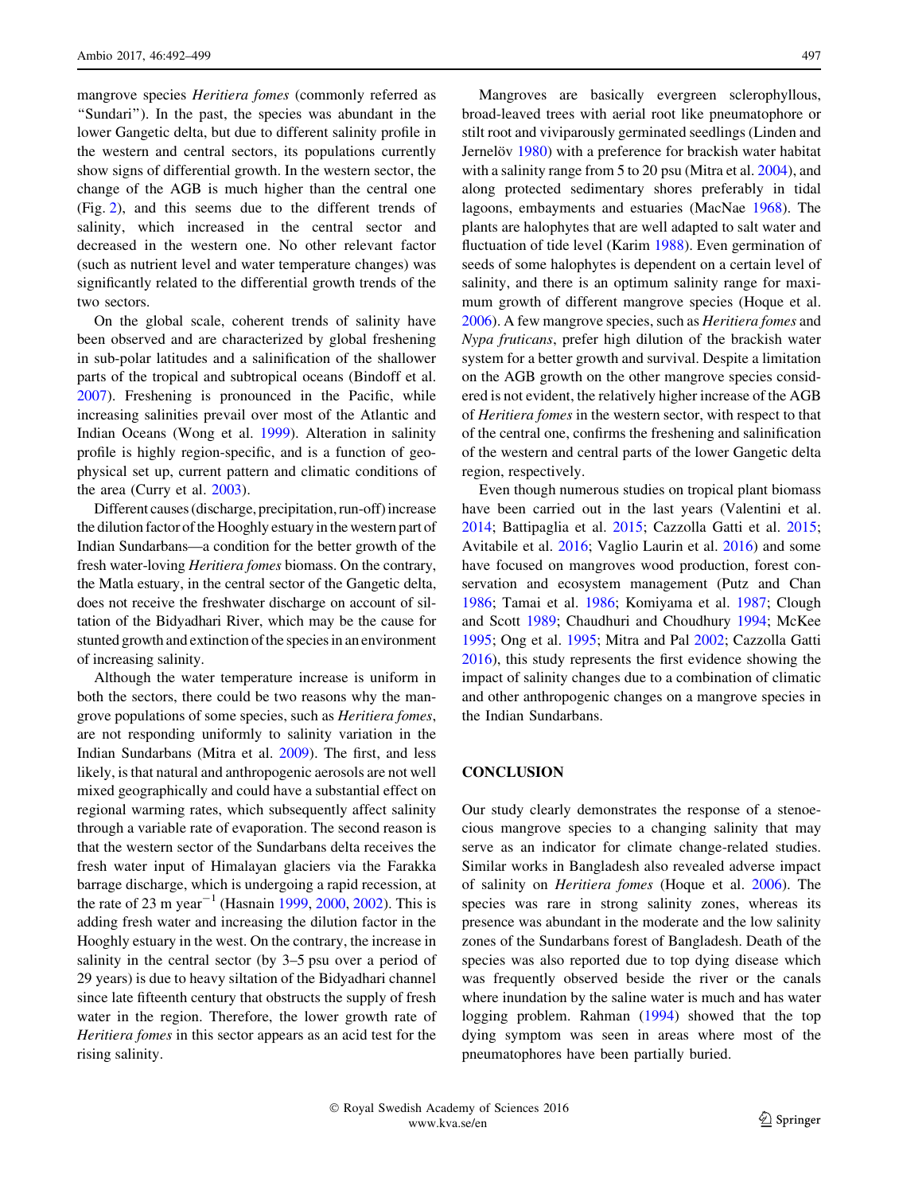mangrove species *Heritiera fomes* (commonly referred as "Sundari"). In the past, the species was abundant in the lower Gangetic delta, but due to different salinity profile in the western and central sectors, its populations currently show signs of differential growth. In the western sector, the change of the AGB is much higher than the central one (Fig. 2), and this seems due to the different trends of salinity, which increased in the central sector and decreased in the western one. No other relevant factor (such as nutrient level and water temperature changes) was significantly related to the differential growth trends of the two sectors.

On the global scale, coherent trends of salinity have been observed and are characterized by global freshening in sub-polar latitudes and a salinification of the shallower parts of the tropical and subtropical oceans (Bindoff et al. 2007). Freshening is pronounced in the Pacific, while increasing salinities prevail over most of the Atlantic and Indian Oceans (Wong et al. 1999). Alteration in salinity profile is highly region-specific, and is a function of geophysical set up, current pattern and climatic conditions of the area (Curry et al. 2003).

Different causes (discharge, precipitation, run-off) increase the dilution factor of the Hooghly estuary in the western part of Indian Sundarbans—a condition for the better growth of the fresh water-loving *Heritiera fomes* biomass. On the contrary, the Matla estuary, in the central sector of the Gangetic delta, does not receive the freshwater discharge on account of siltation of the Bidyadhari River, which may be the cause for stunted growth and extinction of the species in an environment of increasing salinity.

Although the water temperature increase is uniform in both the sectors, there could be two reasons why the mangrove populations of some species, such as *Heritiera fomes*, are not responding uniformly to salinity variation in the Indian Sundarbans (Mitra et al. 2009). The first, and less likely, is that natural and anthropogenic aerosols are not well mixed geographically and could have a substantial effect on regional warming rates, which subsequently affect salinity through a variable rate of evaporation. The second reason is that the western sector of the Sundarbans delta receives the fresh water input of Himalayan glaciers via the Farakka barrage discharge, which is undergoing a rapid recession, at the rate of 23 m year$^{-1}$ (Hasnain 1999, 2000, 2002). This is adding fresh water and increasing the dilution factor in the Hooghly estuary in the west. On the contrary, the increase in salinity in the central sector (by 3–5 psu over a period of 29 years) is due to heavy siltation of the Bidyadhari channel since late fifteenth century that obstructs the supply of fresh water in the region. Therefore, the lower growth rate of *Heritiera fomes* in this sector appears as an acid test for the rising salinity.

Mangroves are basically evergreen sclerophyllous, broad-leaved trees with aerial root like pneumatophore or stilt root and viviparously germinated seedlings (Linden and Jernelöv 1980) with a preference for brackish water habitat with a salinity range from 5 to 20 psu (Mitra et al. 2004), and along protected sedimentary shores preferably in tidal lagoons, embayments and estuaries (MacNae 1968). The plants are halophytes that are well adapted to salt water and fluctuation of tide level (Karim 1988). Even germination of seeds of some halophytes is dependent on a certain level of salinity, and there is an optimum salinity range for maximum growth of different mangrove species (Hoque et al. 2006). A few mangrove species, such as *Heritiera fomes* and *Nypa fruticans*, prefer high dilution of the brackish water system for a better growth and survival. Despite a limitation on the AGB growth on the other mangrove species considered is not evident, the relatively higher increase of the AGB of *Heritiera fomes* in the western sector, with respect to that of the central one, confirms the freshening and salinification of the western and central parts of the lower Gangetic delta region, respectively.

Even though numerous studies on tropical plant biomass have been carried out in the last years (Valentini et al. 2014; Battipaglia et al. 2015; Cazzolla Gatti et al. 2015; Avitabile et al. 2016; Vaglio Laurin et al. 2016) and some have focused on mangroves wood production, forest conservation and ecosystem management (Putz and Chan 1986; Tamai et al. 1986; Komiyama et al. 1987; Clough and Scott 1989; Chaudhuri and Choudhury 1994; McKee 1995; Ong et al. 1995; Mitra and Pal 2002; Cazzolla Gatti 2016), this study represents the first evidence showing the impact of salinity changes due to a combination of climatic and other anthropogenic changes on a mangrove species in the Indian Sundarbans.

## CONCLUSION

Our study clearly demonstrates the response of a stenoecious mangrove species to a changing salinity that may serve as an indicator for climate change-related studies. Similar works in Bangladesh also revealed adverse impact of salinity on *Heritiera fomes* (Hoque et al. 2006). The species was rare in strong salinity zones, whereas its presence was abundant in the moderate and the low salinity zones of the Sundarbans forest of Bangladesh. Death of the species was also reported due to top dying disease which was frequently observed beside the river or the canals where inundation by the saline water is much and has water logging problem. Rahman (1994) showed that the top dying symptom was seen in areas where most of the pneumatophores have been partially buried.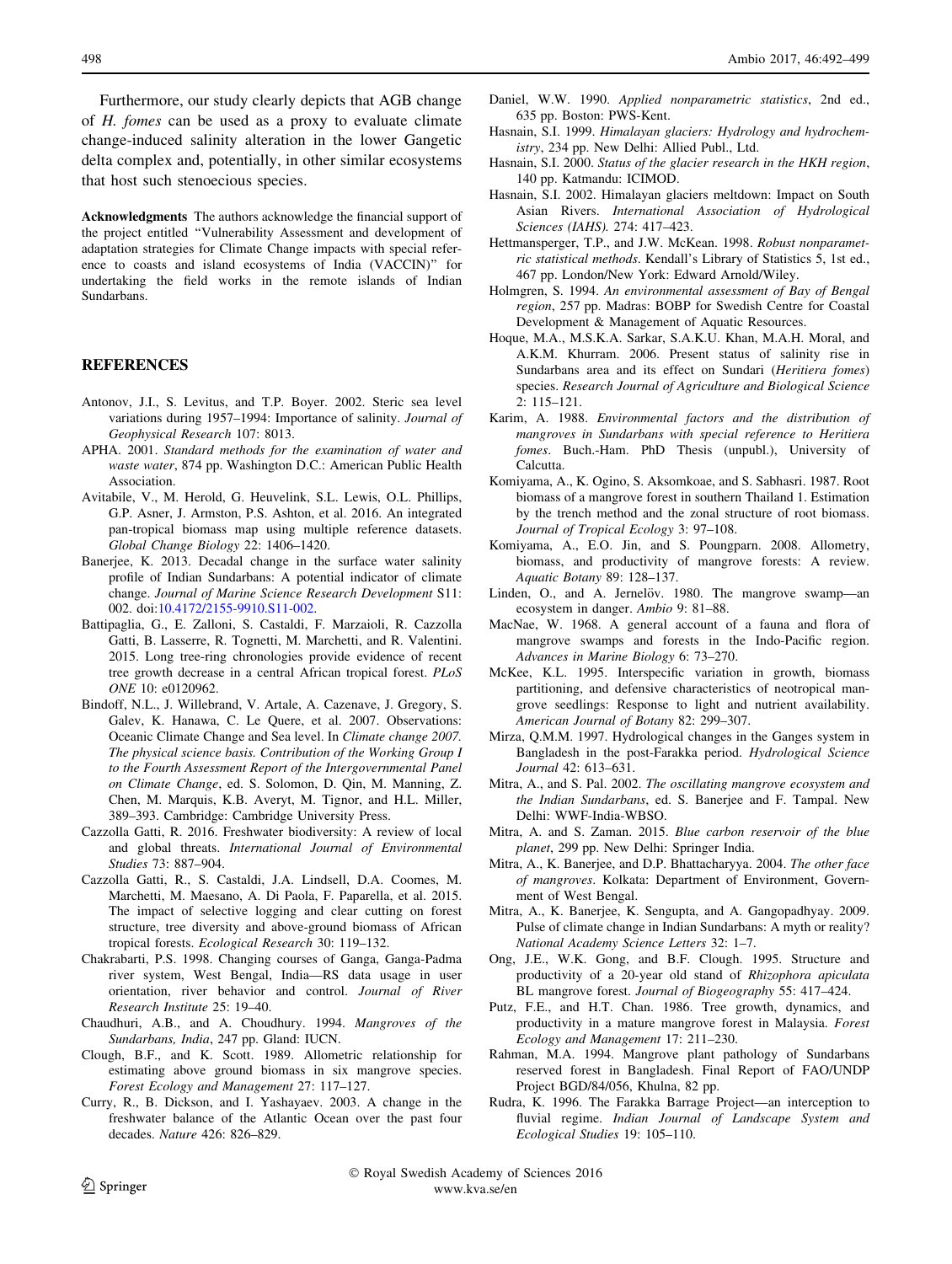Furthermore, our study clearly depicts that AGB change of *H. fomes* can be used as a proxy to evaluate climate change-induced salinity alteration in the lower Gangetic delta complex and, potentially, in other similar ecosystems that host such stenoecious species.

**Acknowledgments** The authors acknowledge the financial support of the project entitled "Vulnerability Assessment and development of adaptation strategies for Climate Change impacts with special reference to coasts and island ecosystems of India (VACCIN)" for undertaking the field works in the remote islands of Indian Sundarbans.

## REFERENCES

Antonov, J.I., S. Levitus, and T.P. Boyer. 2002. Steric sea level variations during 1957–1994: Importance of salinity. *Journal of Geophysical Research* 107: 8013.

APHA. 2001. *Standard methods for the examination of water and waste water*, 874 pp. Washington D.C.: American Public Health Association.

Avitabile, V., M. Herold, G. Heuvelink, S.L. Lewis, O.L. Phillips, G.P. Asner, J. Armston, P.S. Ashton, et al. 2016. An integrated pan-tropical biomass map using multiple reference datasets. *Global Change Biology* 22: 1406–1420.

Banerjee, K. 2013. Decadal change in the surface water salinity profile of Indian Sundarbans: A potential indicator of climate change. *Journal of Marine Science Research Development* S11: 002. doi:10.4172/2155-9910.S11-002.

Battipaglia, G., E. Zalloni, S. Castaldi, F. Marzaioli, R. Cazzolla Gatti, B. Lasserre, R. Tognetti, M. Marchetti, and R. Valentini. 2015. Long tree-ring chronologies provide evidence of recent tree growth decrease in a central African tropical forest. *PLoS ONE* 10: e0120962.

Bindoff, N.L., J. Willebrand, V. Artale, A. Cazenave, J. Gregory, S. Galev, K. Hanawa, C. Le Quere, et al. 2007. Observations: Oceanic Climate Change and Sea level. In *Climate change 2007. The physical science basis. Contribution of the Working Group I to the Fourth Assessment Report of the Intergovernmental Panel on Climate Change*, ed. S. Solomon, D. Qin, M. Manning, Z. Chen, M. Marquis, K.B. Averyt, M. Tignor, and H.L. Miller, 389–393. Cambridge: Cambridge University Press.

Cazzolla Gatti, R. 2016. Freshwater biodiversity: A review of local and global threats. *International Journal of Environmental Studies* 73: 887–904.

Cazzolla Gatti, R., S. Castaldi, J.A. Lindsell, D.A. Coomes, M. Marchetti, M. Maesano, A. Di Paola, F. Paparella, et al. 2015. The impact of selective logging and clear cutting on forest structure, tree diversity and above-ground biomass of African tropical forests. *Ecological Research* 30: 119–132.

Chakrabarti, P.S. 1998. Changing courses of Ganga, Ganga-Padma river system, West Bengal, India—RS data usage in user orientation, river behavior and control. *Journal of River Research Institute* 25: 19–40.

Chaudhuri, A.B., and A. Choudhury. 1994. *Mangroves of the Sundarbans, India*, 247 pp. Gland: IUCN.

Clough, B.F., and K. Scott. 1989. Allometric relationship for estimating above ground biomass in six mangrove species. *Forest Ecology and Management* 27: 117–127.

Curry, R., B. Dickson, and I. Yashayaev. 2003. A change in the freshwater balance of the Atlantic Ocean over the past four decades. *Nature* 426: 826–829.

Daniel, W.W. 1990. *Applied nonparametric statistics*, 2nd ed., 635 pp. Boston: PWS-Kent.

Hasnain, S.I. 1999. *Himalayan glaciers: Hydrology and hydrochemistry*, 234 pp. New Delhi: Allied Publ., Ltd.

Hasnain, S.I. 2000. *Status of the glacier research in the HKH region*, 140 pp. Katmandu: ICIMOD.

Hasnain, S.I. 2002. Himalayan glaciers meltdown: Impact on South Asian Rivers. *International Association of Hydrological Sciences (IAHS).* 274: 417–423.

Hettmansperger, T.P., and J.W. McKean. 1998. *Robust nonparametric statistical methods*. Kendall's Library of Statistics 5, 1st ed., 467 pp. London/New York: Edward Arnold/Wiley.

Holmgren, S. 1994. *An environmental assessment of Bay of Bengal region*, 257 pp. Madras: BOBP for Swedish Centre for Coastal Development & Management of Aquatic Resources.

Hoque, M.A., M.S.K.A. Sarkar, S.A.K.U. Khan, M.A.H. Moral, and A.K.M. Khurram. 2006. Present status of salinity rise in Sundarbans area and its effect on Sundari (*Heritiera fomes*) species. *Research Journal of Agriculture and Biological Science* 2: 115–121.

Karim, A. 1988. *Environmental factors and the distribution of mangroves in Sundarbans with special reference to Heritiera fomes*. Buch.-Ham. PhD Thesis (unpubl.), University of Calcutta.

Komiyama, A., K. Ogino, S. Aksomkoae, and S. Sabhasri. 1987. Root biomass of a mangrove forest in southern Thailand 1. Estimation by the trench method and the zonal structure of root biomass. *Journal of Tropical Ecology* 3: 97–108.

Komiyama, A., E.O. Jin, and S. Poungparn. 2008. Allometry, biomass, and productivity of mangrove forests: A review. *Aquatic Botany* 89: 128–137.

Linden, O., and A. Jernelöv. 1980. The mangrove swamp—an ecosystem in danger. *Ambio* 9: 81–88.

MacNae, W. 1968. A general account of a fauna and flora of mangrove swamps and forests in the Indo-Pacific region. *Advances in Marine Biology* 6: 73–270.

McKee, K.L. 1995. Interspecific variation in growth, biomass partitioning, and defensive characteristics of neotropical mangrove seedlings: Response to light and nutrient availability. *American Journal of Botany* 82: 299–307.

Mirza, Q.M.M. 1997. Hydrological changes in the Ganges system in Bangladesh in the post-Farakka period. *Hydrological Science Journal* 42: 613–631.

Mitra, A., and S. Pal. 2002. *The oscillating mangrove ecosystem and the Indian Sundarbans*, ed. S. Banerjee and F. Tampal. New Delhi: WWF-India-WBSO.

Mitra, A. and S. Zaman. 2015. *Blue carbon reservoir of the blue planet*, 299 pp. New Delhi: Springer India.

Mitra, A., K. Banerjee, and D.P. Bhattacharyya. 2004. *The other face of mangroves*. Kolkata: Department of Environment, Government of West Bengal.

Mitra, A., K. Banerjee, K. Sengupta, and A. Gangopadhyay. 2009. Pulse of climate change in Indian Sundarbans: A myth or reality? *National Academy Science Letters* 32: 1–7.

Ong, J.E., W.K. Gong, and B.F. Clough. 1995. Structure and productivity of a 20-year old stand of *Rhizophora apiculata* BL mangrove forest. *Journal of Biogeography* 55: 417–424.

Putz, F.E., and H.T. Chan. 1986. Tree growth, dynamics, and productivity in a mature mangrove forest in Malaysia. *Forest Ecology and Management* 17: 211–230.

Rahman, M.A. 1994. Mangrove plant pathology of Sundarbans reserved forest in Bangladesh. Final Report of FAO/UNDP Project BGD/84/056, Khulna, 82 pp.

Rudra, K. 1996. The Farakka Barrage Project—an interception to fluvial regime. *Indian Journal of Landscape System and Ecological Studies* 19: 105–110.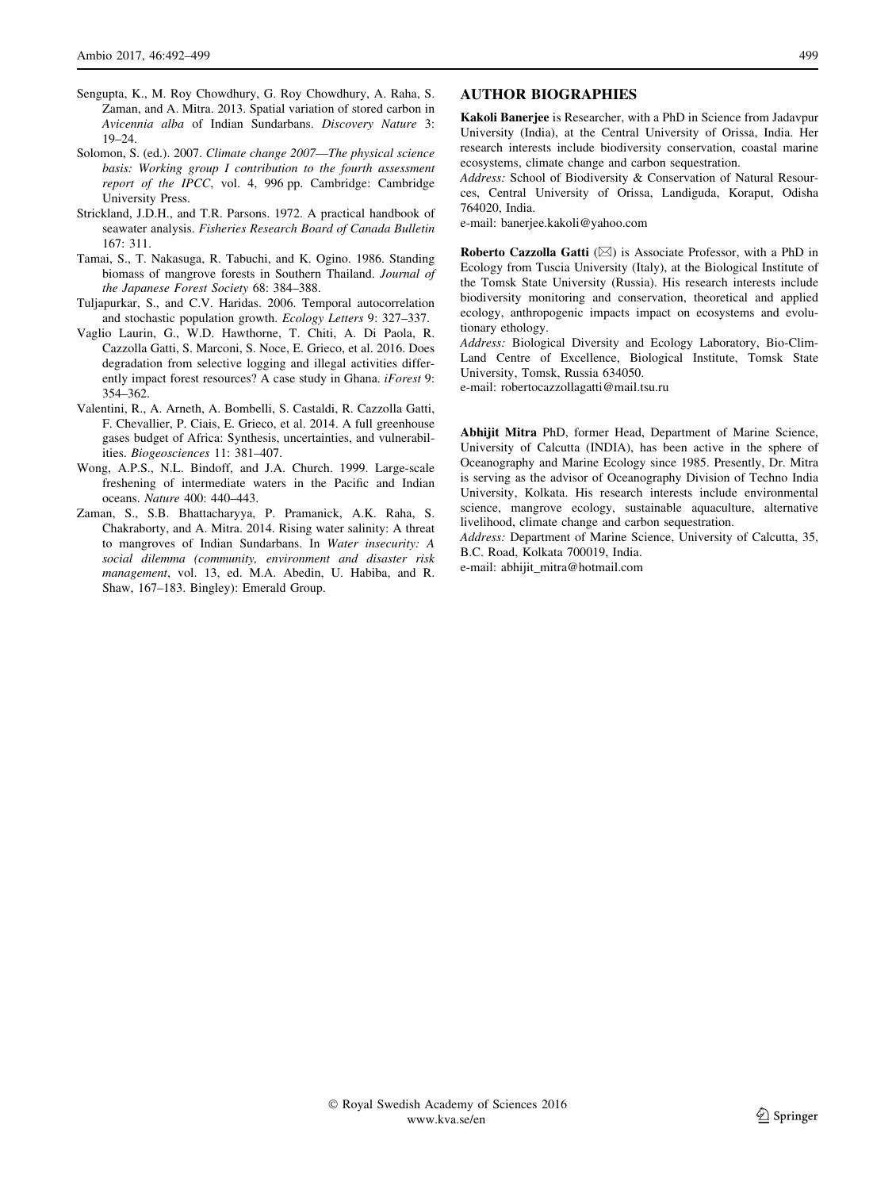Sengupta, K., M. Roy Chowdhury, G. Roy Chowdhury, A. Raha, S. Zaman, and A. Mitra. 2013. Spatial variation of stored carbon in *Avicennia alba* of Indian Sundarbans. *Discovery Nature* 3: 19–24.

Solomon, S. (ed.). 2007. *Climate change 2007—The physical science basis: Working group I contribution to the fourth assessment report of the IPCC*, vol. 4, 996 pp. Cambridge: Cambridge University Press.

Strickland, J.D.H., and T.R. Parsons. 1972. A practical handbook of seawater analysis. *Fisheries Research Board of Canada Bulletin* 167: 311.

Tamai, S., T. Nakasuga, R. Tabuchi, and K. Ogino. 1986. Standing biomass of mangrove forests in Southern Thailand. *Journal of the Japanese Forest Society* 68: 384–388.

Tuljapurkar, S., and C.V. Haridas. 2006. Temporal autocorrelation and stochastic population growth. *Ecology Letters* 9: 327–337.

Vaglio Laurin, G., W.D. Hawthorne, T. Chiti, A. Di Paola, R. Cazzolla Gatti, S. Marconi, S. Noce, E. Grieco, et al. 2016. Does degradation from selective logging and illegal activities differently impact forest resources? A case study in Ghana. *iForest* 9: 354–362.

Valentini, R., A. Arneth, A. Bombelli, S. Castaldi, R. Cazzolla Gatti, F. Chevallier, P. Ciais, E. Grieco, et al. 2014. A full greenhouse gases budget of Africa: Synthesis, uncertainties, and vulnerabilities. *Biogeosciences* 11: 381–407.

Wong, A.P.S., N.L. Bindoff, and J.A. Church. 1999. Large-scale freshening of intermediate waters in the Pacific and Indian oceans. *Nature* 400: 440–443.

Zaman, S., S.B. Bhattacharyya, P. Pramanick, A.K. Raha, S. Chakraborty, and A. Mitra. 2014. Rising water salinity: A threat to mangroves of Indian Sundarbans. In *Water insecurity: A social dilemma (community, environment and disaster risk management*, vol. 13, ed. M.A. Abedin, U. Habiba, and R. Shaw, 167–183. Bingley): Emerald Group.

## AUTHOR BIOGRAPHIES

**Kakoli Banerjee** is Researcher, with a PhD in Science from Jadavpur University (India), at the Central University of Orissa, India. Her research interests include biodiversity conservation, coastal marine ecosystems, climate change and carbon sequestration.

*Address:* School of Biodiversity & Conservation of Natural Resources, Central University of Orissa, Landiguda, Koraput, Odisha 764020, India.

e-mail: banerjee.kakoli@yahoo.com

**Roberto Cazzolla Gatti** (✉) is Associate Professor, with a PhD in Ecology from Tuscia University (Italy), at the Biological Institute of the Tomsk State University (Russia). His research interests include biodiversity monitoring and conservation, theoretical and applied ecology, anthropogenic impacts impact on ecosystems and evolutionary ethology.

*Address:* Biological Diversity and Ecology Laboratory, Bio-Clim-Land Centre of Excellence, Biological Institute, Tomsk State University, Tomsk, Russia 634050.

e-mail: robertocazzollagatti@mail.tsu.ru

**Abhijit Mitra** PhD, former Head, Department of Marine Science, University of Calcutta (INDIA), has been active in the sphere of Oceanography and Marine Ecology since 1985. Presently, Dr. Mitra is serving as the advisor of Oceanography Division of Techno India University, Kolkata. His research interests include environmental science, mangrove ecology, sustainable aquaculture, alternative livelihood, climate change and carbon sequestration.

*Address:* Department of Marine Science, University of Calcutta, 35, B.C. Road, Kolkata 700019, India.

e-mail: abhijit_mitra@hotmail.com